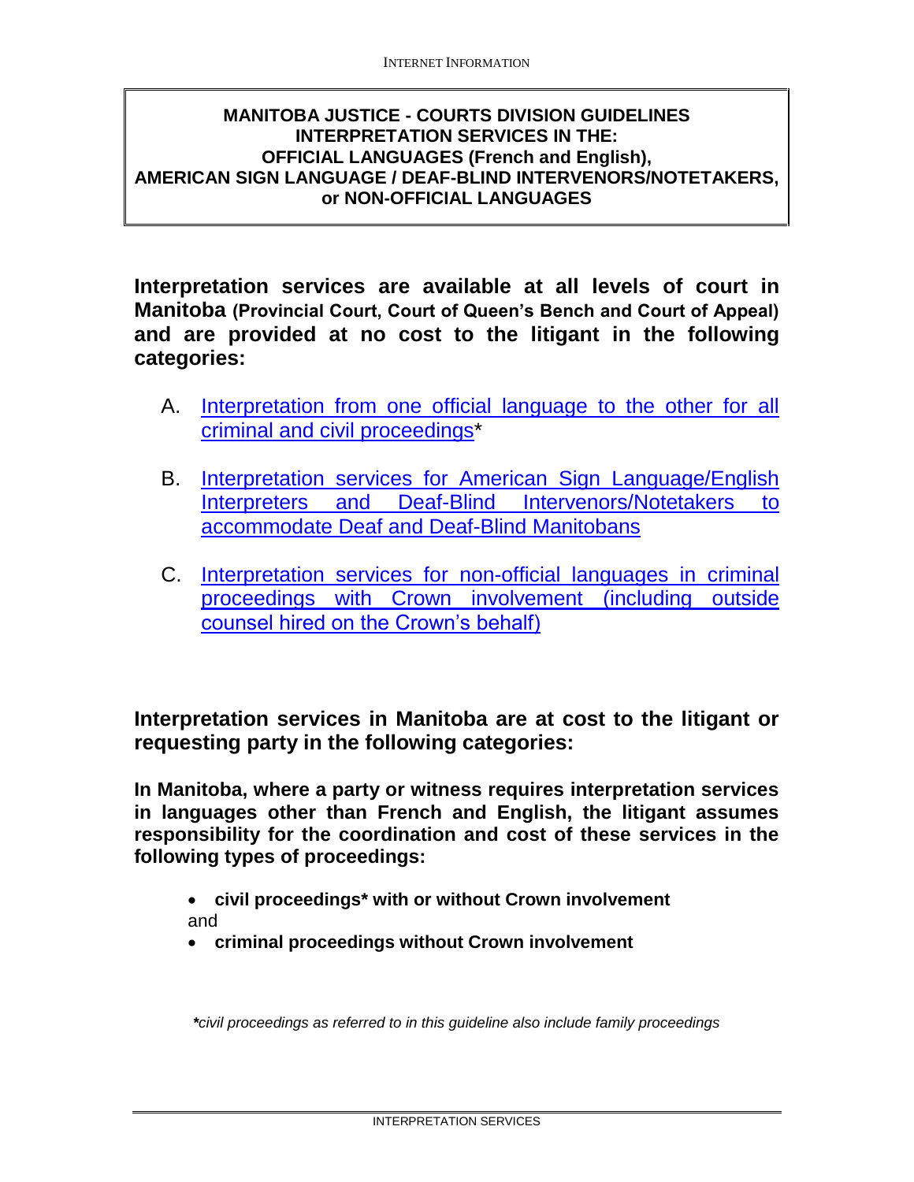# MANITOBA JUSTICE - COURTS DIVISION GUIDELINES
# INTERPRETATION SERVICES IN THE:
# OFFICIAL LANGUAGES (French and English),
# AMERICAN SIGN LANGUAGE / DEAF-BLIND INTERVENORS/NOTETAKERS,
# or NON-OFFICIAL LANGUAGES

**Interpretation services are available at all levels of court in Manitoba (Provincial Court, Court of Queen's Bench and Court of Appeal) and are provided at no cost to the litigant in the following categories:**

A. Interpretation from one official language to the other for all criminal and civil proceedings*

B. Interpretation services for American Sign Language/English Interpreters and Deaf-Blind Intervenors/Notetakers to accommodate Deaf and Deaf-Blind Manitobans

C. Interpretation services for non-official languages in criminal proceedings with Crown involvement (including outside counsel hired on the Crown's behalf)

**Interpretation services in Manitoba are at cost to the litigant or requesting party in the following categories:**

**In Manitoba, where a party or witness requires interpretation services in languages other than French and English, the litigant assumes responsibility for the coordination and cost of these services in the following types of proceedings:**

- **civil proceedings* with or without Crown involvement**

and

- **criminal proceedings without Crown involvement**

*\*civil proceedings as referred to in this guideline also include family proceedings*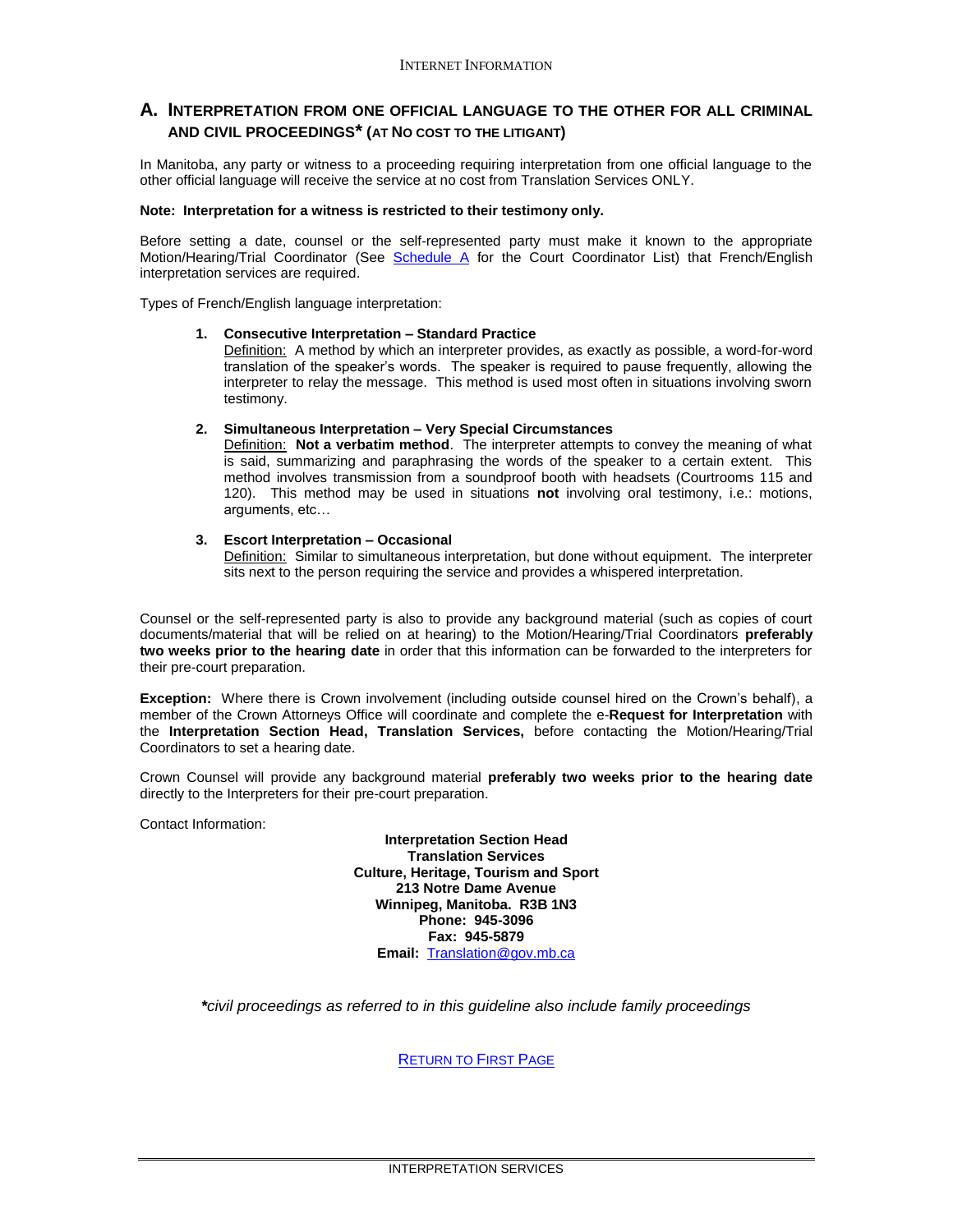## A. INTERPRETATION FROM ONE OFFICIAL LANGUAGE TO THE OTHER FOR ALL CRIMINAL AND CIVIL PROCEEDINGS* (AT NO COST TO THE LITIGANT)

In Manitoba, any party or witness to a proceeding requiring interpretation from one official language to the other official language will receive the service at no cost from Translation Services ONLY.

**Note: Interpretation for a witness is restricted to their testimony only.**

Before setting a date, counsel or the self-represented party must make it known to the appropriate Motion/Hearing/Trial Coordinator (See Schedule A for the Court Coordinator List) that French/English interpretation services are required.

Types of French/English language interpretation:

1. **Consecutive Interpretation – Standard Practice**
   Definition: A method by which an interpreter provides, as exactly as possible, a word-for-word translation of the speaker's words. The speaker is required to pause frequently, allowing the interpreter to relay the message. This method is used most often in situations involving sworn testimony.

2. **Simultaneous Interpretation – Very Special Circumstances**
   Definition: **Not a verbatim method**. The interpreter attempts to convey the meaning of what is said, summarizing and paraphrasing the words of the speaker to a certain extent. This method involves transmission from a soundproof booth with headsets (Courtrooms 115 and 120). This method may be used in situations **not** involving oral testimony, i.e.: motions, arguments, etc…

3. **Escort Interpretation – Occasional**
   Definition: Similar to simultaneous interpretation, but done without equipment. The interpreter sits next to the person requiring the service and provides a whispered interpretation.

Counsel or the self-represented party is also to provide any background material (such as copies of court documents/material that will be relied on at hearing) to the Motion/Hearing/Trial Coordinators **preferably two weeks prior to the hearing date** in order that this information can be forwarded to the interpreters for their pre-court preparation.

**Exception:** Where there is Crown involvement (including outside counsel hired on the Crown's behalf), a member of the Crown Attorneys Office will coordinate and complete the e-**Request for Interpretation** with the **Interpretation Section Head, Translation Services,** before contacting the Motion/Hearing/Trial Coordinators to set a hearing date.

Crown Counsel will provide any background material **preferably two weeks prior to the hearing date** directly to the Interpreters for their pre-court preparation.

Contact Information:

**Interpretation Section Head**
**Translation Services**
**Culture, Heritage, Tourism and Sport**
**213 Notre Dame Avenue**
**Winnipeg, Manitoba. R3B 1N3**
**Phone: 945-3096**
**Fax: 945-5879**
**Email:** Translation@gov.mb.ca

****civil proceedings as referred to in this guideline also include family proceedings*

RETURN TO FIRST PAGE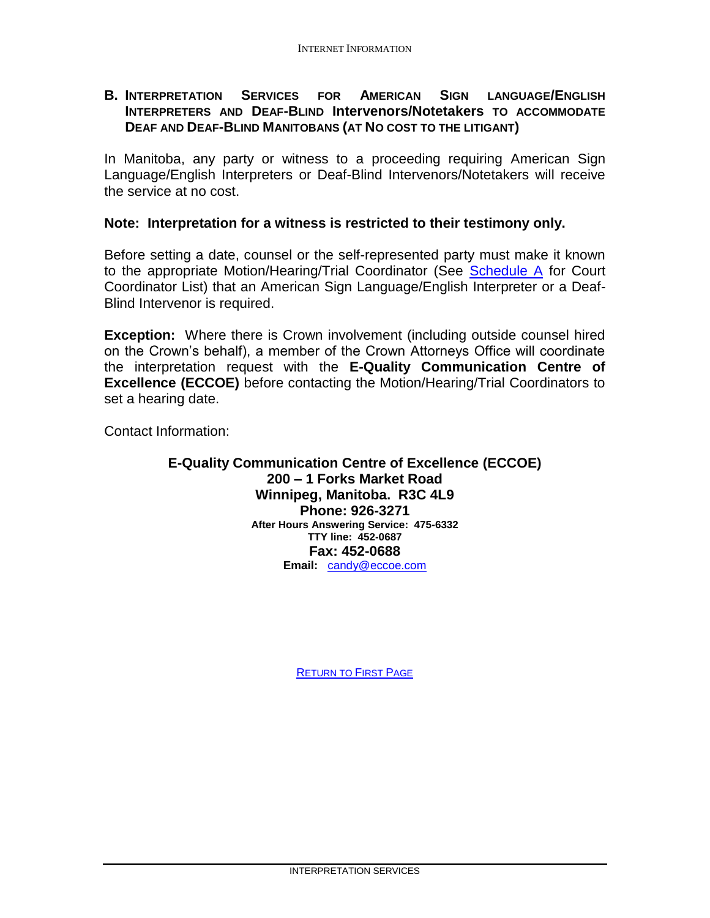## B. Interpretation Services for American Sign language/English Interpreters and Deaf-Blind Intervenors/Notetakers to accommodate Deaf and Deaf-Blind Manitobans (at No cost to the litigant)

In Manitoba, any party or witness to a proceeding requiring American Sign Language/English Interpreters or Deaf-Blind Intervenors/Notetakers will receive the service at no cost.

**Note: Interpretation for a witness is restricted to their testimony only.**

Before setting a date, counsel or the self-represented party must make it known to the appropriate Motion/Hearing/Trial Coordinator (See Schedule A for Court Coordinator List) that an American Sign Language/English Interpreter or a Deaf-Blind Intervenor is required.

**Exception:** Where there is Crown involvement (including outside counsel hired on the Crown's behalf), a member of the Crown Attorneys Office will coordinate the interpretation request with the **E-Quality Communication Centre of Excellence (ECCOE)** before contacting the Motion/Hearing/Trial Coordinators to set a hearing date.

Contact Information:

**E-Quality Communication Centre of Excellence (ECCOE)**
**200 – 1 Forks Market Road**
**Winnipeg, Manitoba. R3C 4L9**
**Phone: 926-3271**
**After Hours Answering Service: 475-6332**
**TTY line: 452-0687**
**Fax: 452-0688**
**Email:** candy@eccoe.com

Return to First Page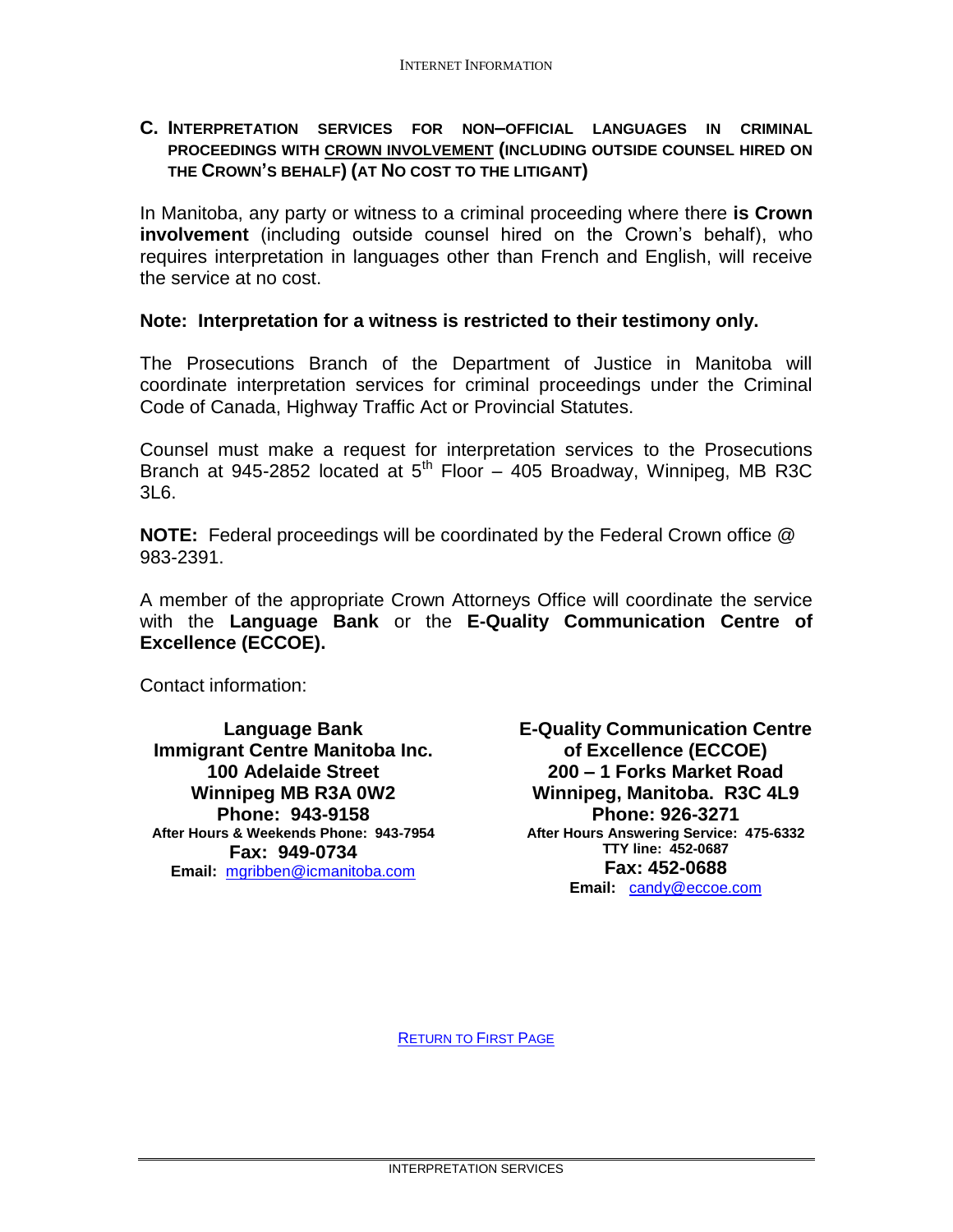## C. Interpretation services for non–official languages in criminal proceedings with crown involvement (including outside counsel hired on the Crown's behalf) (at No cost to the litigant)

In Manitoba, any party or witness to a criminal proceeding where there **is Crown involvement** (including outside counsel hired on the Crown's behalf), who requires interpretation in languages other than French and English, will receive the service at no cost.

**Note: Interpretation for a witness is restricted to their testimony only.**

The Prosecutions Branch of the Department of Justice in Manitoba will coordinate interpretation services for criminal proceedings under the Criminal Code of Canada, Highway Traffic Act or Provincial Statutes.

Counsel must make a request for interpretation services to the Prosecutions Branch at 945-2852 located at 5th Floor – 405 Broadway, Winnipeg, MB R3C 3L6.

**NOTE:** Federal proceedings will be coordinated by the Federal Crown office @ 983-2391.

A member of the appropriate Crown Attorneys Office will coordinate the service with the **Language Bank** or the **E-Quality Communication Centre of Excellence (ECCOE).**

Contact information:

**Language Bank**
**Immigrant Centre Manitoba Inc.**
**100 Adelaide Street**
**Winnipeg MB R3A 0W2**
**Phone: 943-9158**
**After Hours & Weekends Phone: 943-7954**
**Fax: 949-0734**
**Email:** mgribben@icmanitoba.com

**E-Quality Communication Centre of Excellence (ECCOE)**
**200 – 1 Forks Market Road**
**Winnipeg, Manitoba. R3C 4L9**
**Phone: 926-3271**
**After Hours Answering Service: 475-6332**
**TTY line: 452-0687**
**Fax: 452-0688**
**Email:** candy@eccoe.com

Return to First Page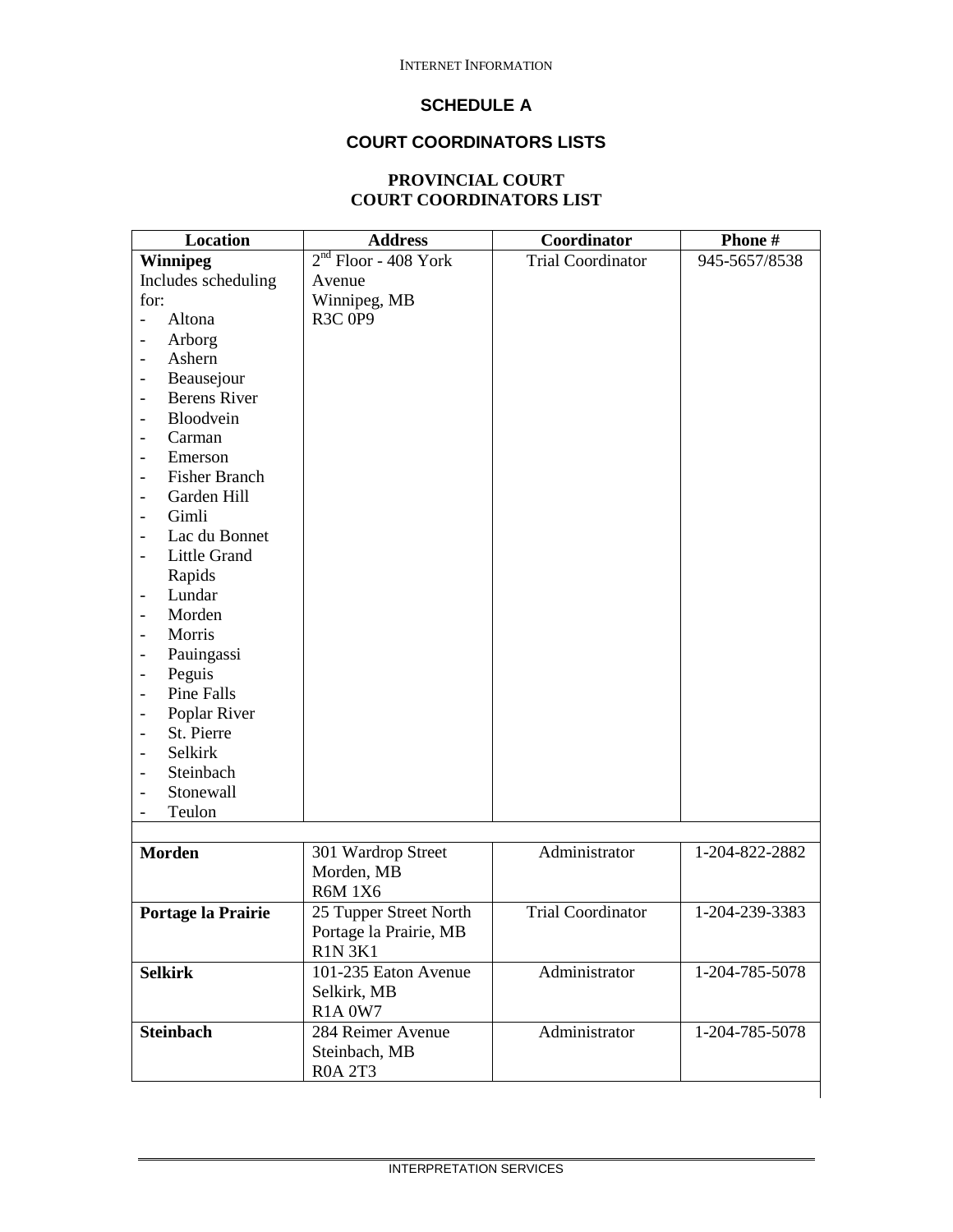## SCHEDULE A

## COURT COORDINATORS LISTS

### PROVINCIAL COURT
### COURT COORDINATORS LIST

| Location | Address | Coordinator | Phone # |
|---|---|---|---|
| **Winnipeg**<br>Includes scheduling for:<br>- Altona<br>- Arborg<br>- Ashern<br>- Beausejour<br>- Berens River<br>- Bloodvein<br>- Carman<br>- Emerson<br>- Fisher Branch<br>- Garden Hill<br>- Gimli<br>- Lac du Bonnet<br>- Little Grand Rapids<br>- Lundar<br>- Morden<br>- Morris<br>- Pauingassi<br>- Peguis<br>- Pine Falls<br>- Poplar River<br>- St. Pierre<br>- Selkirk<br>- Steinbach<br>- Stonewall<br>- Teulon | 2nd Floor - 408 York Avenue<br>Winnipeg, MB<br>R3C 0P9 | Trial Coordinator | 945-5657/8538 |
| | | | |
| **Morden** | 301 Wardrop Street<br>Morden, MB<br>R6M 1X6 | Administrator | 1-204-822-2882 |
| **Portage la Prairie** | 25 Tupper Street North<br>Portage la Prairie, MB<br>R1N 3K1 | Trial Coordinator | 1-204-239-3383 |
| **Selkirk** | 101-235 Eaton Avenue<br>Selkirk, MB<br>R1A 0W7 | Administrator | 1-204-785-5078 |
| **Steinbach** | 284 Reimer Avenue<br>Steinbach, MB<br>R0A 2T3 | Administrator | 1-204-785-5078 |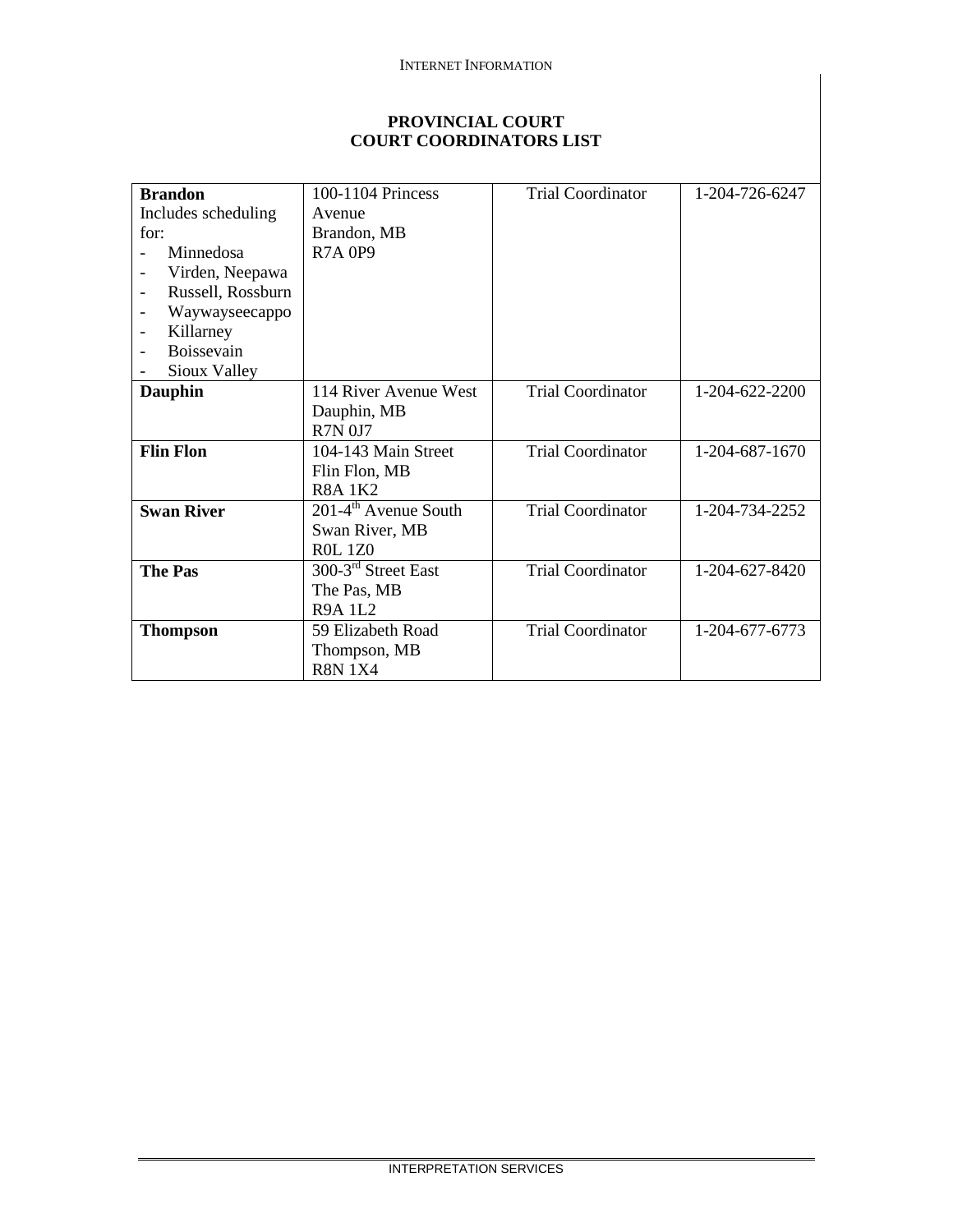## PROVINCIAL COURT
## COURT COORDINATORS LIST

| | | | |
|---|---|---|---|
| **Brandon**<br>Includes scheduling for:<br>- Minnedosa<br>- Virden, Neepawa<br>- Russell, Rossburn<br>- Waywayseecappo<br>- Killarney<br>- Boissevain<br>- Sioux Valley | 100-1104 Princess Avenue<br>Brandon, MB<br>R7A 0P9 | Trial Coordinator | 1-204-726-6247 |
| **Dauphin** | 114 River Avenue West<br>Dauphin, MB<br>R7N 0J7 | Trial Coordinator | 1-204-622-2200 |
| **Flin Flon** | 104-143 Main Street<br>Flin Flon, MB<br>R8A 1K2 | Trial Coordinator | 1-204-687-1670 |
| **Swan River** | 201-4th Avenue South<br>Swan River, MB<br>R0L 1Z0 | Trial Coordinator | 1-204-734-2252 |
| **The Pas** | 300-3rd Street East<br>The Pas, MB<br>R9A 1L2 | Trial Coordinator | 1-204-627-8420 |
| **Thompson** | 59 Elizabeth Road<br>Thompson, MB<br>R8N 1X4 | Trial Coordinator | 1-204-677-6773 |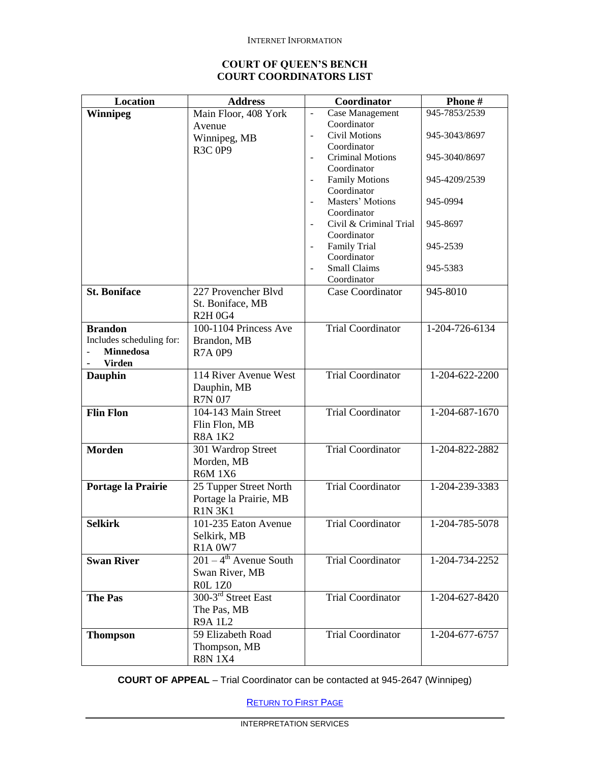## COURT OF QUEEN'S BENCH
## COURT COORDINATORS LIST

| Location | Address | Coordinator | Phone # |
|---|---|---|---|
| **Winnipeg** | Main Floor, 408 York Avenue<br>Winnipeg, MB<br>R3C 0P9 | - Case Management Coordinator<br>- Civil Motions Coordinator<br>- Criminal Motions Coordinator<br>- Family Motions Coordinator<br>- Masters' Motions Coordinator<br>- Civil & Criminal Trial Coordinator<br>- Family Trial Coordinator<br>- Small Claims Coordinator | 945-7853/2539<br>945-3043/8697<br>945-3040/8697<br>945-4209/2539<br>945-0994<br>945-8697<br>945-2539<br>945-5383 |
| **St. Boniface** | 227 Provencher Blvd<br>St. Boniface, MB<br>R2H 0G4 | Case Coordinator | 945-8010 |
| **Brandon**<br>Includes scheduling for:<br>- **Minnedosa**<br>- **Virden** | 100-1104 Princess Ave<br>Brandon, MB<br>R7A 0P9 | Trial Coordinator | 1-204-726-6134 |
| **Dauphin** | 114 River Avenue West<br>Dauphin, MB<br>R7N 0J7 | Trial Coordinator | 1-204-622-2200 |
| **Flin Flon** | 104-143 Main Street<br>Flin Flon, MB<br>R8A 1K2 | Trial Coordinator | 1-204-687-1670 |
| **Morden** | 301 Wardrop Street<br>Morden, MB<br>R6M 1X6 | Trial Coordinator | 1-204-822-2882 |
| **Portage la Prairie** | 25 Tupper Street North<br>Portage la Prairie, MB<br>R1N 3K1 | Trial Coordinator | 1-204-239-3383 |
| **Selkirk** | 101-235 Eaton Avenue<br>Selkirk, MB<br>R1A 0W7 | Trial Coordinator | 1-204-785-5078 |
| **Swan River** | 201 – 4th Avenue South<br>Swan River, MB<br>R0L 1Z0 | Trial Coordinator | 1-204-734-2252 |
| **The Pas** | 300-3rd Street East<br>The Pas, MB<br>R9A 1L2 | Trial Coordinator | 1-204-627-8420 |
| **Thompson** | 59 Elizabeth Road<br>Thompson, MB<br>R8N 1X4 | Trial Coordinator | 1-204-677-6757 |

**COURT OF APPEAL** – Trial Coordinator can be contacted at 945-2647 (Winnipeg)

RETURN TO FIRST PAGE